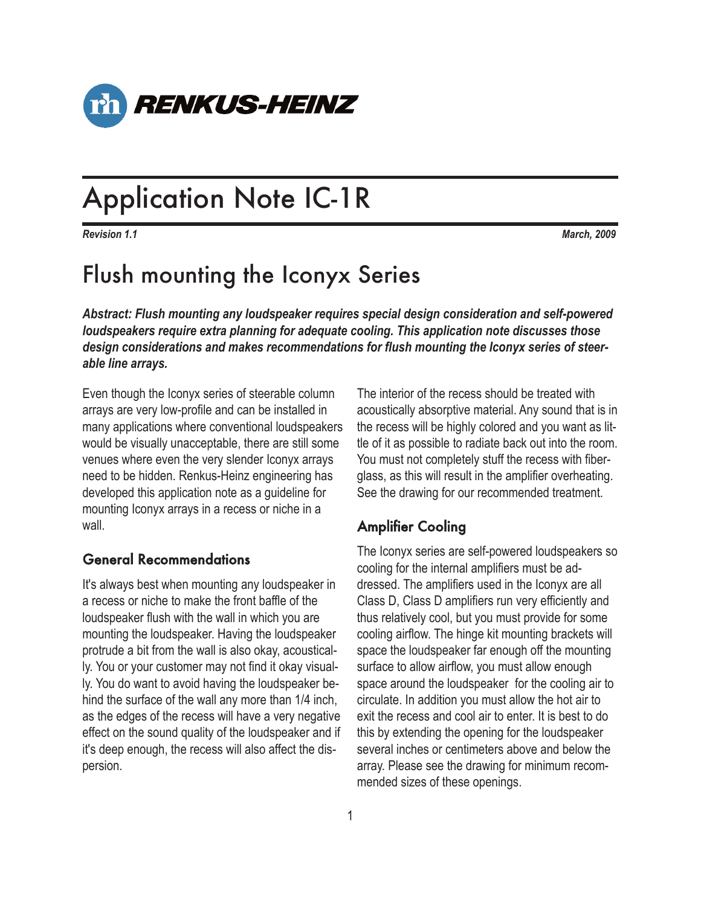RENKUS-HEINZ

# Application Note IC-1R

*Revision 1.1* *March, 2009*

## Flush mounting the Iconyx Series

***Abstract: Flush mounting any loudspeaker requires special design consideration and self-powered loudspeakers require extra planning for adequate cooling. This application note discusses those design considerations and makes recommendations for flush mounting the Iconyx series of steerable line arrays.***

Even though the Iconyx series of steerable column arrays are very low-profile and can be installed in many applications where conventional loudspeakers would be visually unacceptable, there are still some venues where even the very slender Iconyx arrays need to be hidden. Renkus-Heinz engineering has developed this application note as a guideline for mounting Iconyx arrays in a recess or niche in a wall.

### General Recommendations

It's always best when mounting any loudspeaker in a recess or niche to make the front baffle of the loudspeaker flush with the wall in which you are mounting the loudspeaker. Having the loudspeaker protrude a bit from the wall is also okay, acoustically. You or your customer may not find it okay visually. You do want to avoid having the loudspeaker behind the surface of the wall any more than 1/4 inch, as the edges of the recess will have a very negative effect on the sound quality of the loudspeaker and if it's deep enough, the recess will also affect the dispersion.

The interior of the recess should be treated with acoustically absorptive material. Any sound that is in the recess will be highly colored and you want as little of it as possible to radiate back out into the room. You must not completely stuff the recess with fiberglass, as this will result in the amplifier overheating. See the drawing for our recommended treatment.

### Amplifier Cooling

The Iconyx series are self-powered loudspeakers so cooling for the internal amplifiers must be addressed. The amplifiers used in the Iconyx are all Class D, Class D amplifiers run very efficiently and thus relatively cool, but you must provide for some cooling airflow. The hinge kit mounting brackets will space the loudspeaker far enough off the mounting surface to allow airflow, you must allow enough space around the loudspeaker for the cooling air to circulate. In addition you must allow the hot air to exit the recess and cool air to enter. It is best to do this by extending the opening for the loudspeaker several inches or centimeters above and below the array. Please see the drawing for minimum recommended sizes of these openings.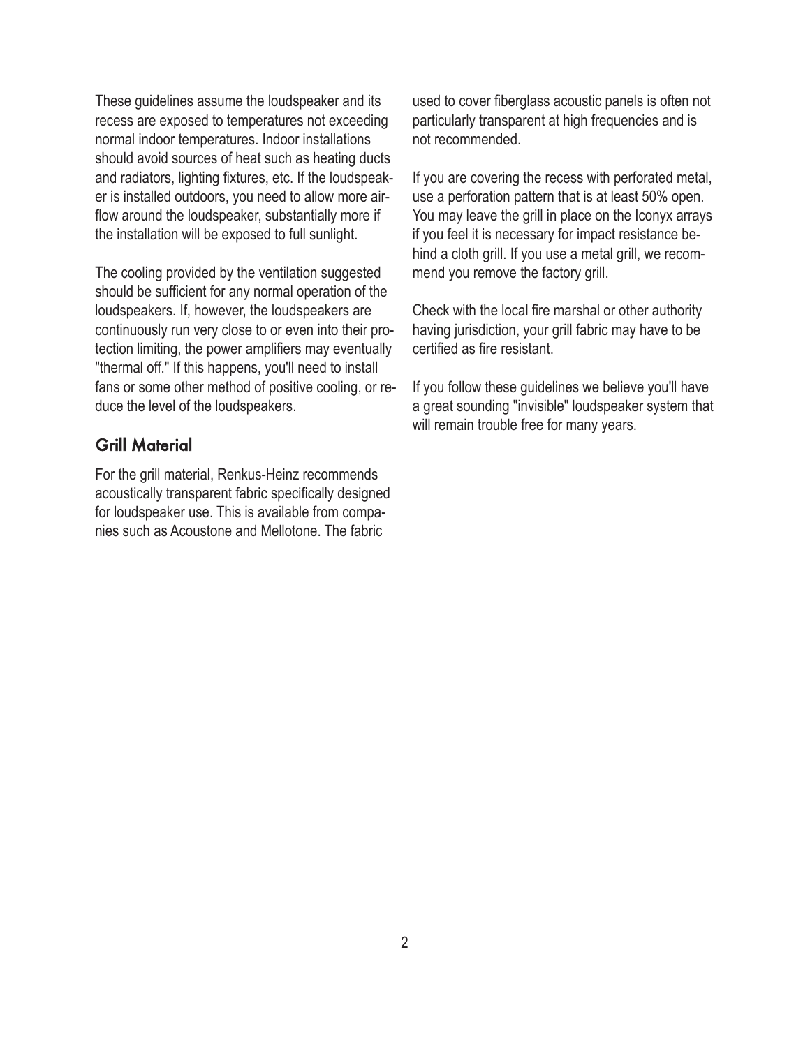These guidelines assume the loudspeaker and its recess are exposed to temperatures not exceeding normal indoor temperatures. Indoor installations should avoid sources of heat such as heating ducts and radiators, lighting fixtures, etc. If the loudspeaker is installed outdoors, you need to allow more airflow around the loudspeaker, substantially more if the installation will be exposed to full sunlight.

The cooling provided by the ventilation suggested should be sufficient for any normal operation of the loudspeakers. If, however, the loudspeakers are continuously run very close to or even into their protection limiting, the power amplifiers may eventually "thermal off." If this happens, you'll need to install fans or some other method of positive cooling, or reduce the level of the loudspeakers.

## Grill Material

For the grill material, Renkus-Heinz recommends acoustically transparent fabric specifically designed for loudspeaker use. This is available from companies such as Acoustone and Mellotone. The fabric used to cover fiberglass acoustic panels is often not particularly transparent at high frequencies and is not recommended.

If you are covering the recess with perforated metal, use a perforation pattern that is at least 50% open. You may leave the grill in place on the Iconyx arrays if you feel it is necessary for impact resistance behind a cloth grill. If you use a metal grill, we recommend you remove the factory grill.

Check with the local fire marshal or other authority having jurisdiction, your grill fabric may have to be certified as fire resistant.

If you follow these guidelines we believe you'll have a great sounding "invisible" loudspeaker system that will remain trouble free for many years.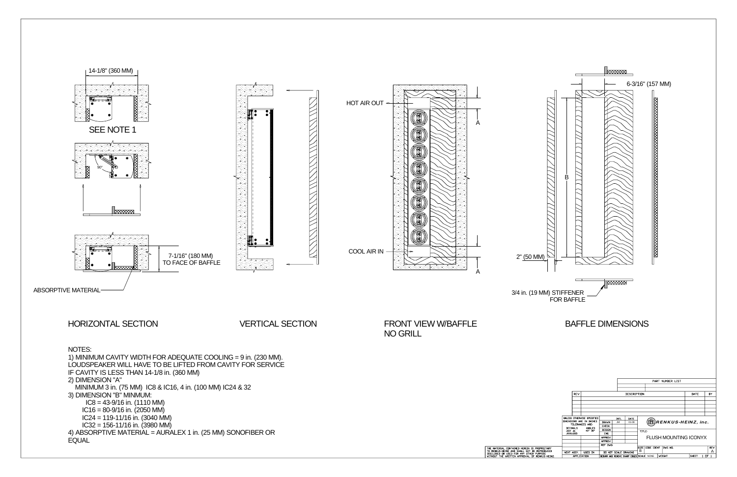14-1/8" (360 MM)

SEE NOTE 1

90°

7-1/16" (180 MM) TO FACE OF BAFFLE

ABSORPTIVE MATERIAL

HORIZONTAL SECTION

VERTICAL SECTION

HOT AIR OUT

COOL AIR IN

A

A

FRONT VIEW W/BAFFLE NO GRILL

6-3/16" (157 MM)

B

2" (50 MM)

3/4 in. (19 MM) STIFFENER FOR BAFFLE

BAFFLE DIMENSIONS

NOTES:

1) MINIMUM CAVITY WIDTH FOR ADEQUATE COOLING = 9 in. (230 MM). LOUDSPEAKER WILL HAVE TO BE LIFTED FROM CAVITY FOR SERVICE IF CAVITY IS LESS THAN 14-1/8 in. (360 MM)

2) DIMENSION "A"
MINIMUM 3 in. (75 MM) IC8 & IC16, 4 in. (100 MM) IC24 & 32

3) DIMENSION "B" MINMUM:
IC8 = 43-9/16 in. (1110 MM)
IC16 = 80-9/16 in. (2050 MM)
IC24 = 119-11/16 in. (3040 MM)
IC32 = 156-11/16 in. (3980 MM)

4) ABSORPTIVE MATERIAL = AURALEX 1 in. (25 MM) SONOFIBER OR EQUAL

PART NUMBER LIST

| REV | DESCRIPTION | DATE | BY |
|---|---|---|---|
| | | | |

UNLESS OTHERWISE SPECIFIED DIMENSIONS ARE IN INCHES TOLERANCES ARE: DECIMALS .XX±.01 .XXX±.005 ANGLES ±0° 30'

| | INTL | DATE |
|---|---|---|
| DRAWN | JM | 01-08 |
| CHECK | | |
| DESIGN | | |
| ENG | | |
| APPROV | | |
| APPROV | | |
| REF DWG | | |

RENKUS-HEINZ, inc.

TITLE: FLUSH MOUNTING ICONYX

SIZE B | CODE IDENT | DWG NO. | REV A

NEXT ASSY. | USED ON | APPLICATION

DO NOT SCALE DRAWING

DEBURR AND REMOVE SHARP EDGES | SCALE NONE | WEIGHT | SHEET 1 OF 1

THE MATERIAL CONTAINED HEREIN IS PROPRIETARY TO RENKUS-HEINZ AND SHALL NOT BE REPRODUCED DISCLOSED OR USED FOR ANY OTHER PURPOSE WITHOUT THE WRITTEN APPROVAL OF RENKUS-HEINZ.